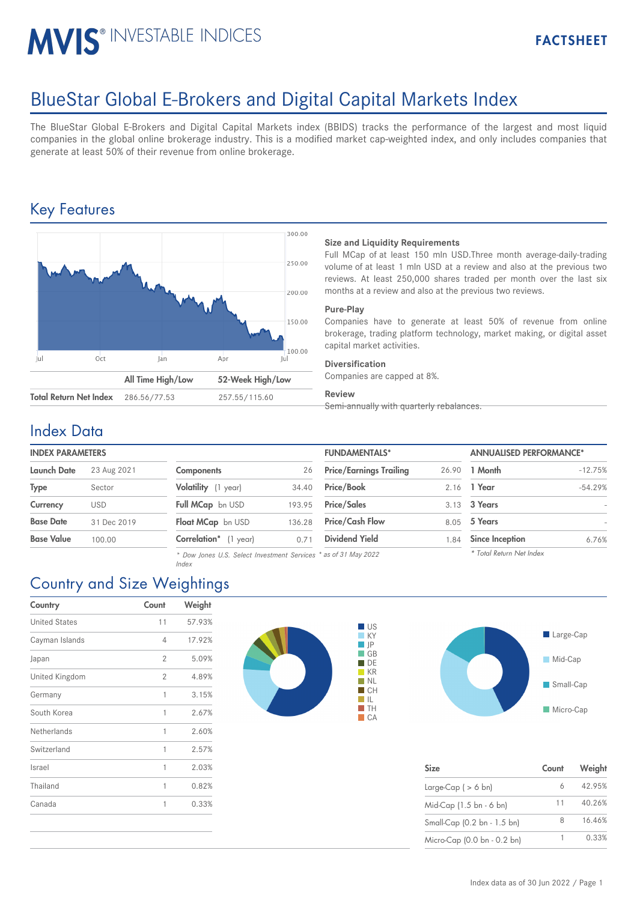MVIS® INVESTABLE INDICES

FACTSHEET

# BlueStar Global E-Brokers and Digital Capital Markets Index

The BlueStar Global E-Brokers and Digital Capital Markets index (BBIDS) tracks the performance of the largest and most liquid companies in the global online brokerage industry. This is a modified market cap-weighted index, and only includes companies that generate at least 50% of their revenue from online brokerage.

## Key Features

| | All Time High/Low | 52-Week High/Low |
|---|---|---|
| Total Return Net Index | 286.56/77.53 | 257.55/115.60 |

**Size and Liquidity Requirements**
Full MCap of at least 150 mln USD.Three month average-daily-trading volume of at least 1 mln USD at a review and also at the previous two reviews. At least 250,000 shares traded per month over the last six months at a review and also at the previous two reviews.

**Pure-Play**
Companies have to generate at least 50% of revenue from online brokerage, trading platform technology, market making, or digital asset capital market activities.

**Diversification**
Companies are capped at 8%.

**Review**
Semi-annually with quarterly rebalances.

## Index Data

| INDEX PARAMETERS | |
|---|---|
| Launch Date | 23 Aug 2021 |
| Type | Sector |
| Currency | USD |
| Base Date | 31 Dec 2019 |
| Base Value | 100.00 |

| | |
|---|---|
| Components | 26 |
| Volatility (1 year) | 34.40 |
| Full MCap bn USD | 193.95 |
| Float MCap bn USD | 136.28 |
| Correlation* (1 year) | 0.71 |

\* Dow Jones U.S. Select Investment Services Index

| FUNDAMENTALS* | |
|---|---|
| Price/Earnings Trailing | 26.90 |
| Price/Book | 2.16 |
| Price/Sales | 3.13 |
| Price/Cash Flow | 8.05 |
| Dividend Yield | 1.84 |

\* as of 31 May 2022

| ANNUALISED PERFORMANCE* | |
|---|---|
| 1 Month | -12.75% |
| 1 Year | -54.29% |
| 3 Years | - |
| 5 Years | - |
| Since Inception | 6.76% |

\* Total Return Net Index

## Country and Size Weightings

| Country | Count | Weight |
|---|---|---|
| United States | 11 | 57.93% |
| Cayman Islands | 4 | 17.92% |
| Japan | 2 | 5.09% |
| United Kingdom | 2 | 4.89% |
| Germany | 1 | 3.15% |
| South Korea | 1 | 2.67% |
| Netherlands | 1 | 2.60% |
| Switzerland | 1 | 2.57% |
| Israel | 1 | 2.03% |
| Thailand | 1 | 0.82% |
| Canada | 1 | 0.33% |

| Size | Count | Weight |
|---|---|---|
| Large-Cap ( > 6 bn) | 6 | 42.95% |
| Mid-Cap (1.5 bn - 6 bn) | 11 | 40.26% |
| Small-Cap (0.2 bn - 1.5 bn) | 8 | 16.46% |
| Micro-Cap (0.0 bn - 0.2 bn) | 1 | 0.33% |

Index data as of 30 Jun 2022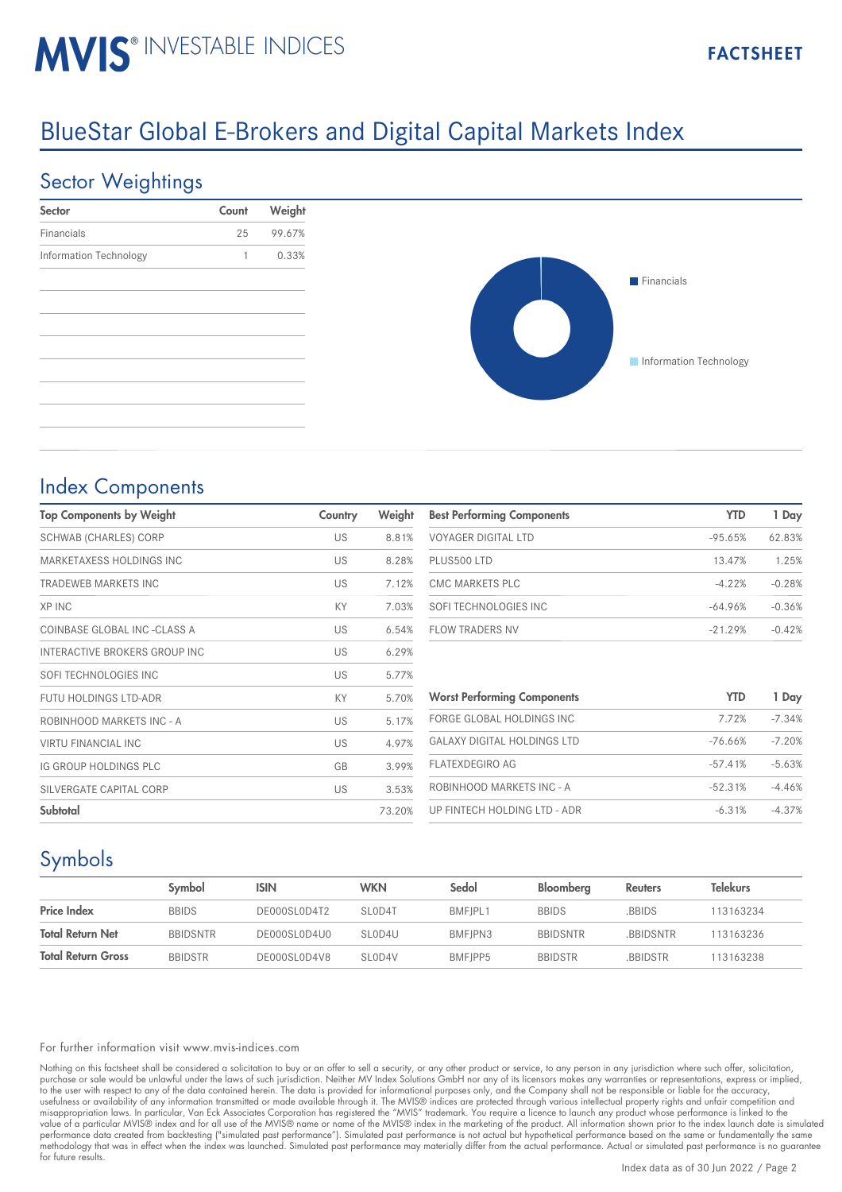# BlueStar Global E-Brokers and Digital Capital Markets Index

## Sector Weightings

| Sector | Count | Weight |
| --- | --- | --- |
| Financials | 25 | 99.67% |
| Information Technology | 1 | 0.33% |

Financials

Information Technology

## Index Components

| Top Components by Weight | Country | Weight |
| --- | --- | --- |
| SCHWAB (CHARLES) CORP | US | 8.81% |
| MARKETAXESS HOLDINGS INC | US | 8.28% |
| TRADEWEB MARKETS INC | US | 7.12% |
| XP INC | KY | 7.03% |
| COINBASE GLOBAL INC -CLASS A | US | 6.54% |
| INTERACTIVE BROKERS GROUP INC | US | 6.29% |
| SOFI TECHNOLOGIES INC | US | 5.77% |
| FUTU HOLDINGS LTD-ADR | KY | 5.70% |
| ROBINHOOD MARKETS INC - A | US | 5.17% |
| VIRTU FINANCIAL INC | US | 4.97% |
| IG GROUP HOLDINGS PLC | GB | 3.99% |
| SILVERGATE CAPITAL CORP | US | 3.53% |
| **Subtotal** | | 73.20% |

| Best Performing Components | YTD | 1 Day |
| --- | --- | --- |
| VOYAGER DIGITAL LTD | -95.65% | 62.83% |
| PLUS500 LTD | 13.47% | 1.25% |
| CMC MARKETS PLC | -4.22% | -0.28% |
| SOFI TECHNOLOGIES INC | -64.96% | -0.36% |
| FLOW TRADERS NV | -21.29% | -0.42% |

| Worst Performing Components | YTD | 1 Day |
| --- | --- | --- |
| FORGE GLOBAL HOLDINGS INC | 7.72% | -7.34% |
| GALAXY DIGITAL HOLDINGS LTD | -76.66% | -7.20% |
| FLATEXDEGIRO AG | -57.41% | -5.63% |
| ROBINHOOD MARKETS INC - A | -52.31% | -4.46% |
| UP FINTECH HOLDING LTD - ADR | -6.31% | -4.37% |

## Symbols

| | Symbol | ISIN | WKN | Sedol | Bloomberg | Reuters | Telekurs |
| --- | --- | --- | --- | --- | --- | --- | --- |
| **Price Index** | BBIDS | DE000SL0D4T2 | SL0D4T | BMFJPL1 | BBIDS | .BBIDS | 113163234 |
| **Total Return Net** | BBIDSNTR | DE000SL0D4U0 | SL0D4U | BMFJPN3 | BBIDSNTR | .BBIDSNTR | 113163236 |
| **Total Return Gross** | BBIDSTR | DE000SL0D4V8 | SL0D4V | BMFJPP5 | BBIDSTR | .BBIDSTR | 113163238 |

For further information visit www.mvis-indices.com

Nothing on this factsheet shall be considered a solicitation to buy or an offer to sell a security, or any other product or service, to any person in any jurisdiction where such offer, solicitation, purchase or sale would be unlawful under the laws of such jurisdiction. Neither MV Index Solutions GmbH nor any of its licensors makes any warranties or representations, express or implied, to the user with respect to any of the data contained herein. The data is provided for informational purposes only, and the Company shall not be responsible or liable for the accuracy, usefulness or availability of any information transmitted or made available through it. The MVIS® indices are protected through various intellectual property rights and unfair competition and misappropriation laws. In particular, Van Eck Associates Corporation has registered the "MVIS" trademark. You require a licence to launch any product whose performance is linked to the value of a particular MVIS® index and for all use of the MVIS® name or name of the MVIS® index in the marketing of the product. All information shown prior to the index launch date is simulated performance data created from backtesting ("simulated past performance"). Simulated past performance is not actual but hypothetical performance based on the same or fundamentally the same methodology that was in effect when the index was launched. Simulated past performance may materially differ from the actual performance. Actual or simulated past performance is no guarantee for future results.

Index data as of 30 Jun 2022